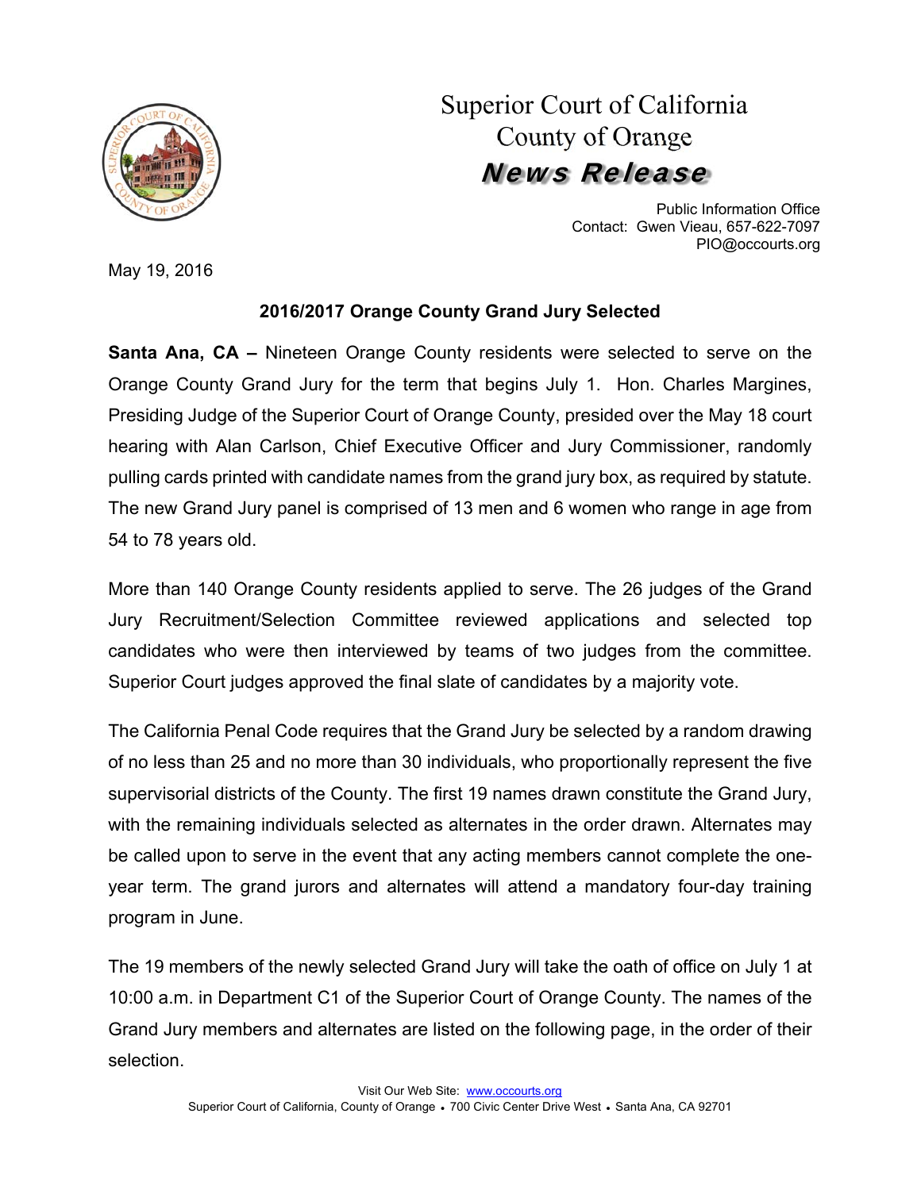# Superior Court of California
## County of Orange
## ***News Release***

Public Information Office
Contact: Gwen Vieau, 657-622-7097
PIO@occourts.org

May 19, 2016

**2016/2017 Orange County Grand Jury Selected**

**Santa Ana, CA –** Nineteen Orange County residents were selected to serve on the Orange County Grand Jury for the term that begins July 1. Hon. Charles Margines, Presiding Judge of the Superior Court of Orange County, presided over the May 18 court hearing with Alan Carlson, Chief Executive Officer and Jury Commissioner, randomly pulling cards printed with candidate names from the grand jury box, as required by statute. The new Grand Jury panel is comprised of 13 men and 6 women who range in age from 54 to 78 years old.

More than 140 Orange County residents applied to serve. The 26 judges of the Grand Jury Recruitment/Selection Committee reviewed applications and selected top candidates who were then interviewed by teams of two judges from the committee. Superior Court judges approved the final slate of candidates by a majority vote.

The California Penal Code requires that the Grand Jury be selected by a random drawing of no less than 25 and no more than 30 individuals, who proportionally represent the five supervisorial districts of the County. The first 19 names drawn constitute the Grand Jury, with the remaining individuals selected as alternates in the order drawn. Alternates may be called upon to serve in the event that any acting members cannot complete the one-year term. The grand jurors and alternates will attend a mandatory four-day training program in June.

The 19 members of the newly selected Grand Jury will take the oath of office on July 1 at 10:00 a.m. in Department C1 of the Superior Court of Orange County. The names of the Grand Jury members and alternates are listed on the following page, in the order of their selection.

Visit Our Web Site: www.occourts.org
Superior Court of California, County of Orange • 700 Civic Center Drive West • Santa Ana, CA 92701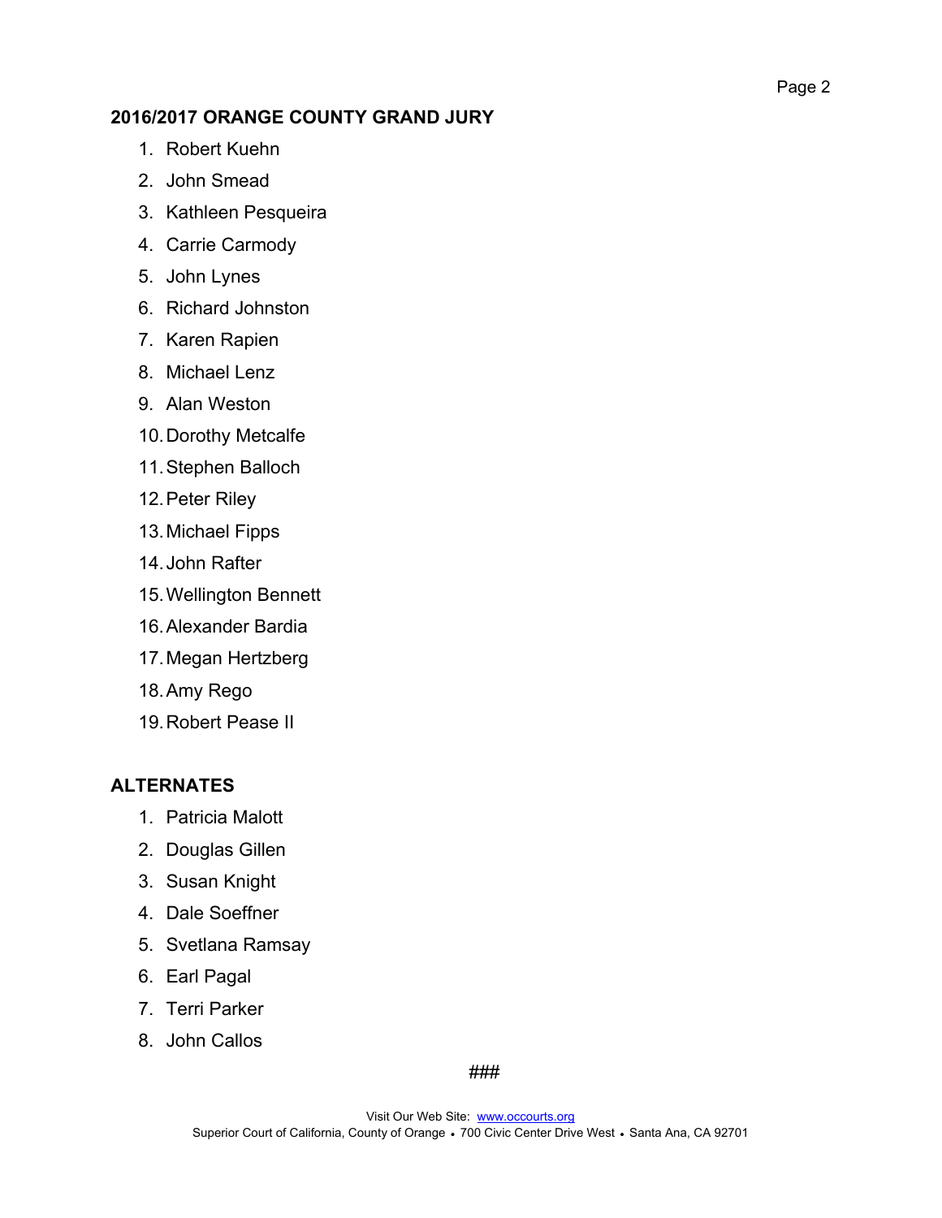## 2016/2017 ORANGE COUNTY GRAND JURY

1. Robert Kuehn
2. John Smead
3. Kathleen Pesqueira
4. Carrie Carmody
5. John Lynes
6. Richard Johnston
7. Karen Rapien
8. Michael Lenz
9. Alan Weston
10. Dorothy Metcalfe
11. Stephen Balloch
12. Peter Riley
13. Michael Fipps
14. John Rafter
15. Wellington Bennett
16. Alexander Bardia
17. Megan Hertzberg
18. Amy Rego
19. Robert Pease II

## ALTERNATES

1. Patricia Malott
2. Douglas Gillen
3. Susan Knight
4. Dale Soeffner
5. Svetlana Ramsay
6. Earl Pagal
7. Terri Parker
8. John Callos

###

Visit Our Web Site: www.occourts.org

Superior Court of California, County of Orange • 700 Civic Center Drive West • Santa Ana, CA 92701